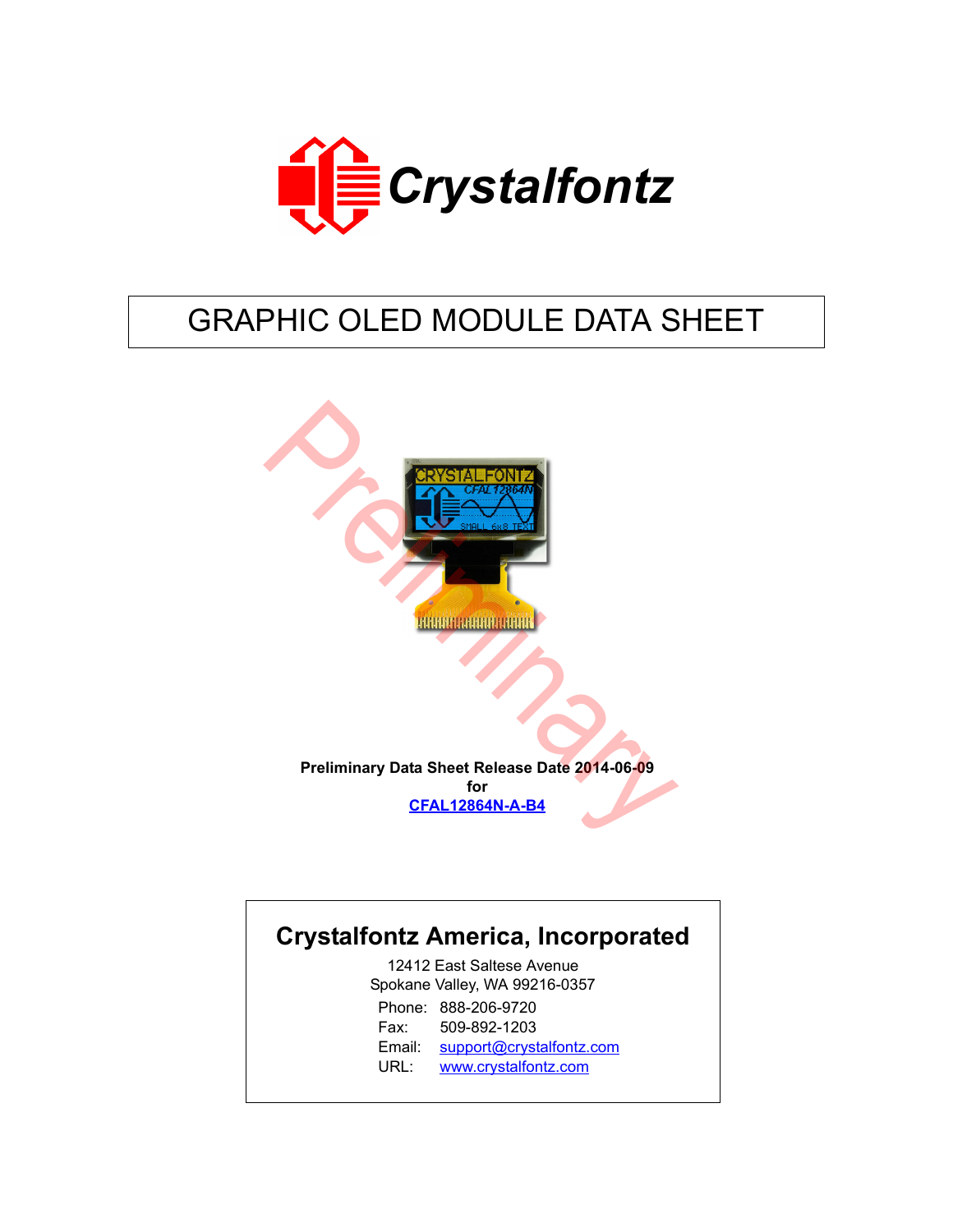Crystalfontz

# GRAPHIC OLED MODULE DATA SHEET

Preliminary

**Preliminary Data Sheet Release Date 2014-06-09**
**for**
**[CFAL12864N-A-B4](CFAL12864N-A-B4)**

## Crystalfontz America, Incorporated

12412 East Saltese Avenue
Spokane Valley, WA 99216-0357

Phone: 888-206-9720
Fax: 509-892-1203
Email: support@crystalfontz.com
URL: www.crystalfontz.com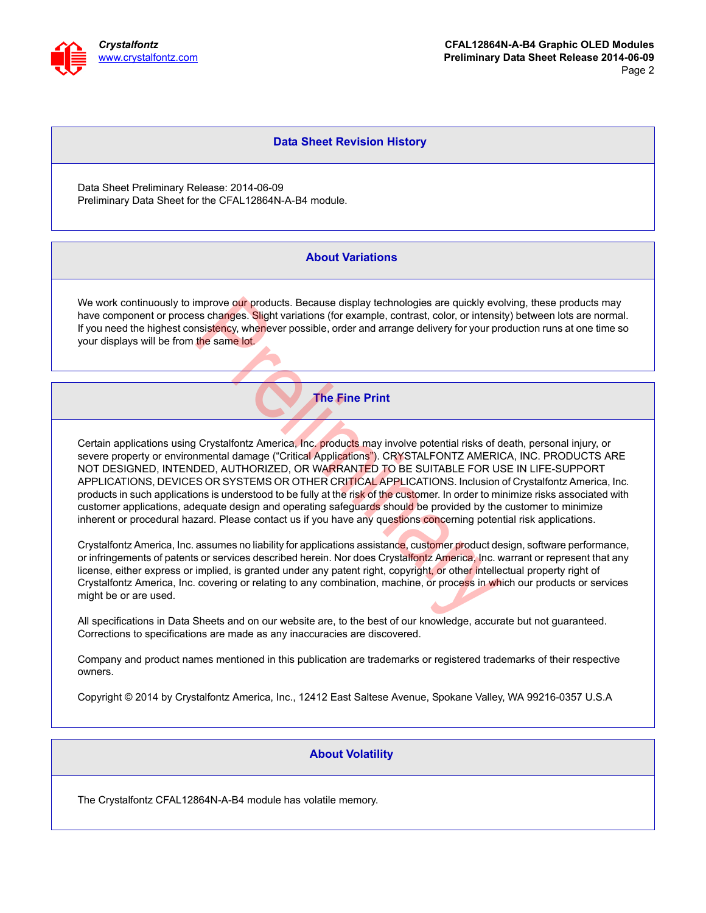## Data Sheet Revision History

Data Sheet Preliminary Release: 2014-06-09
Preliminary Data Sheet for the CFAL12864N-A-B4 module.

## About Variations

We work continuously to improve our products. Because display technologies are quickly evolving, these products may have component or process changes. Slight variations (for example, contrast, color, or intensity) between lots are normal. If you need the highest consistency, whenever possible, order and arrange delivery for your production runs at one time so your displays will be from the same lot.

## The Fine Print

Certain applications using Crystalfontz America, Inc. products may involve potential risks of death, personal injury, or severe property or environmental damage (“Critical Applications”). CRYSTALFONTZ AMERICA, INC. PRODUCTS ARE NOT DESIGNED, INTENDED, AUTHORIZED, OR WARRANTED TO BE SUITABLE FOR USE IN LIFE-SUPPORT APPLICATIONS, DEVICES OR SYSTEMS OR OTHER CRITICAL APPLICATIONS. Inclusion of Crystalfontz America, Inc. products in such applications is understood to be fully at the risk of the customer. In order to minimize risks associated with customer applications, adequate design and operating safeguards should be provided by the customer to minimize inherent or procedural hazard. Please contact us if you have any questions concerning potential risk applications.

Crystalfontz America, Inc. assumes no liability for applications assistance, customer product design, software performance, or infringements of patents or services described herein. Nor does Crystalfontz America, Inc. warrant or represent that any license, either express or implied, is granted under any patent right, copyright, or other intellectual property right of Crystalfontz America, Inc. covering or relating to any combination, machine, or process in which our products or services might be or are used.

All specifications in Data Sheets and on our website are, to the best of our knowledge, accurate but not guaranteed. Corrections to specifications are made as any inaccuracies are discovered.

Company and product names mentioned in this publication are trademarks or registered trademarks of their respective owners.

Copyright © 2014 by Crystalfontz America, Inc., 12412 East Saltese Avenue, Spokane Valley, WA 99216-0357 U.S.A

## About Volatility

The Crystalfontz CFAL12864N-A-B4 module has volatile memory.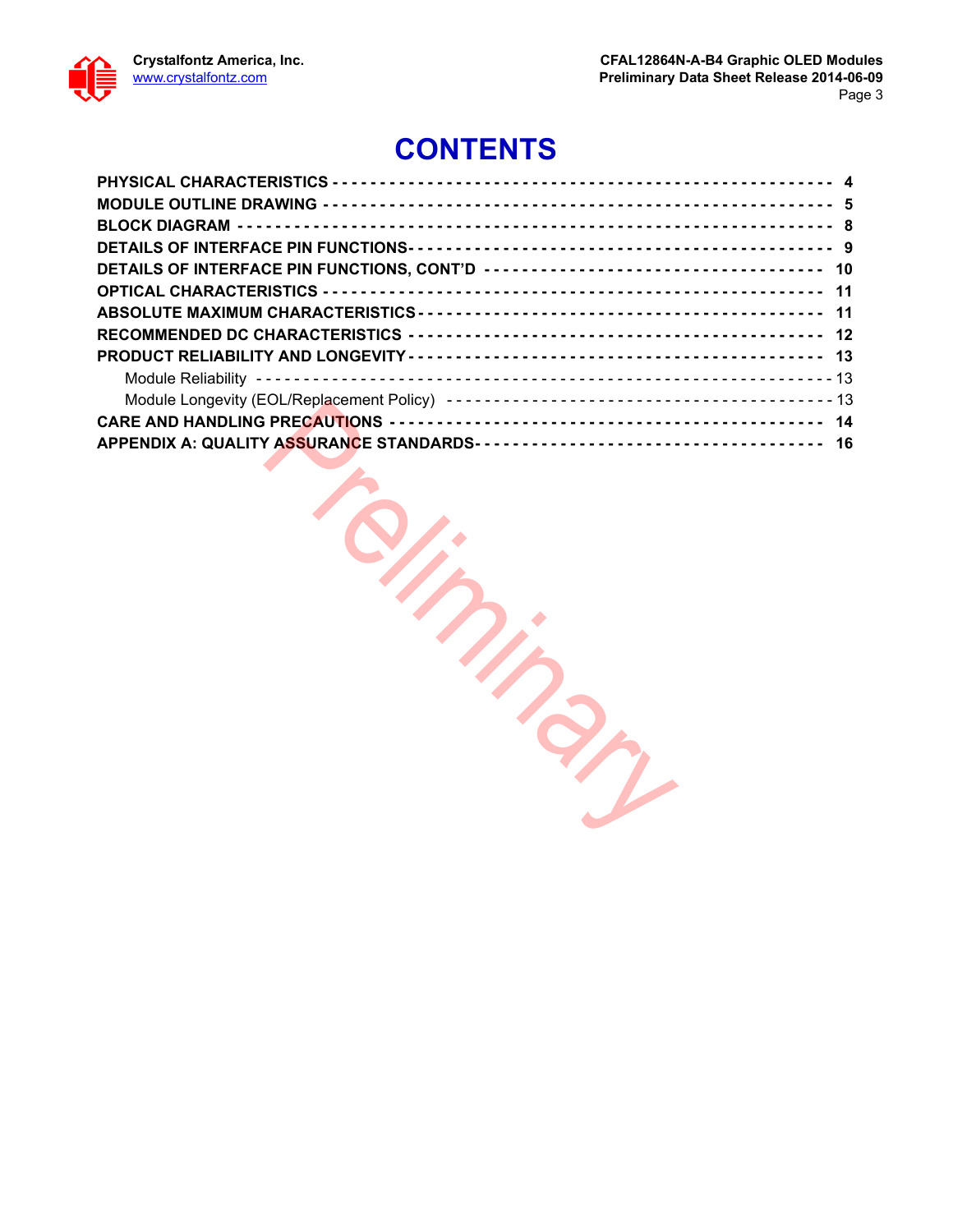# CONTENTS

| | |
|---|---|
| **PHYSICAL CHARACTERISTICS** | **4** |
| **MODULE OUTLINE DRAWING** | **5** |
| **BLOCK DIAGRAM** | **8** |
| **DETAILS OF INTERFACE PIN FUNCTIONS** | **9** |
| **DETAILS OF INTERFACE PIN FUNCTIONS, CONT'D** | **10** |
| **OPTICAL CHARACTERISTICS** | **11** |
| **ABSOLUTE MAXIMUM CHARACTERISTICS** | **11** |
| **RECOMMENDED DC CHARACTERISTICS** | **12** |
| **PRODUCT RELIABILITY AND LONGEVITY** | **13** |
| Module Reliability | 13 |
| Module Longevity (EOL/Replacement Policy) | 13 |
| **CARE AND HANDLING PRECAUTIONS** | **14** |
| **APPENDIX A: QUALITY ASSURANCE STANDARDS** | **16** |

Preliminary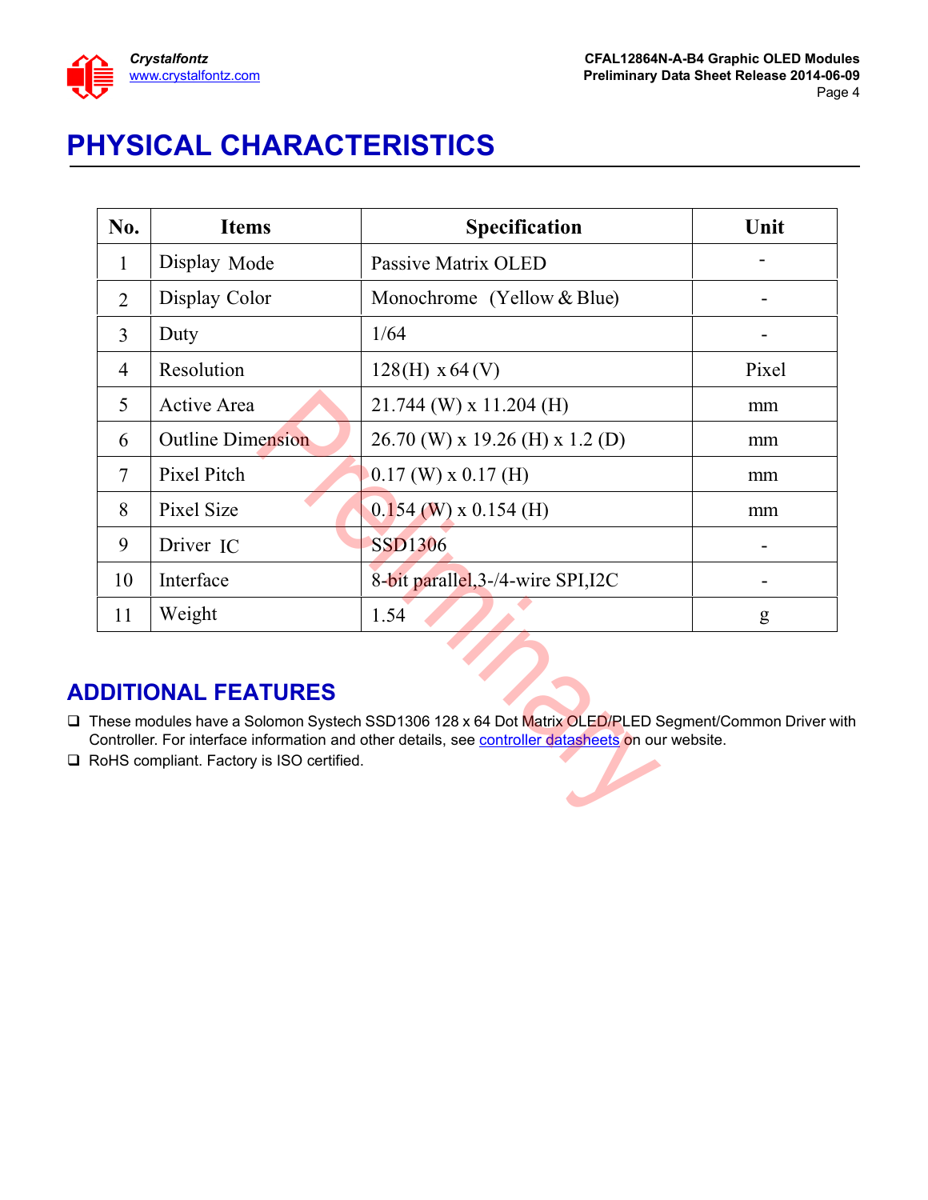# PHYSICAL CHARACTERISTICS

| No. | Items | Specification | Unit |
|---|---|---|---|
| 1 | Display Mode | Passive Matrix OLED | - |
| 2 | Display Color | Monochrome (Yellow & Blue) | - |
| 3 | Duty | 1/64 | - |
| 4 | Resolution | 128(H) x 64 (V) | Pixel |
| 5 | Active Area | 21.744 (W) x 11.204 (H) | mm |
| 6 | Outline Dimension | 26.70 (W) x 19.26 (H) x 1.2 (D) | mm |
| 7 | Pixel Pitch | 0.17 (W) x 0.17 (H) | mm |
| 8 | Pixel Size | 0.154 (W) x 0.154 (H) | mm |
| 9 | Driver IC | SSD1306 | - |
| 10 | Interface | 8-bit parallel,3-/4-wire SPI,I2C | - |
| 11 | Weight | 1.54 | g |

## ADDITIONAL FEATURES

- These modules have a Solomon Systech SSD1306 128 x 64 Dot Matrix OLED/PLED Segment/Common Driver with Controller. For interface information and other details, see controller datasheets on our website.
- RoHS compliant. Factory is ISO certified.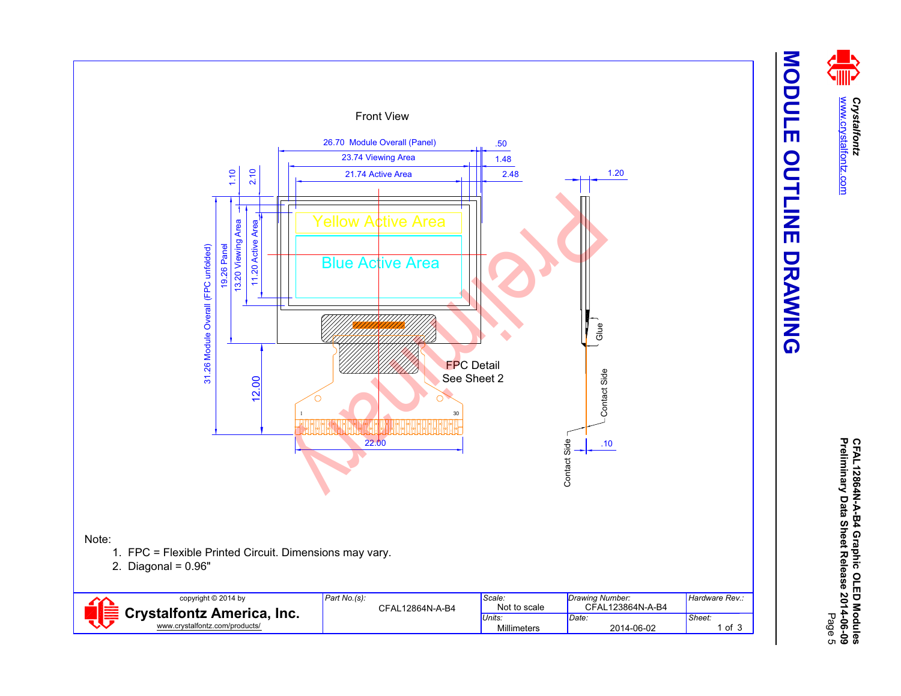# MODULE OUTLINE DRAWING

Front View

26.70 Module Overall (Panel)

23.74 Viewing Area

21.74 Active Area

.50

1.48

2.48

1.20

1.10

2.10

31.26 Module Overall (FPC unfolded)

19.26 Panel

13.20 Viewing Area

11.20 Active Area

Yellow Active Area

Blue Active Area

12.00

22.00

FPC Detail
See Sheet 2

Glue

Contact Side

Contact Side

.10

Preliminary

Note:

1. FPC = Flexible Printed Circuit. Dimensions may vary.
2. Diagonal = 0.96"

| copyright © 2014 by Crystalfontz America, Inc. www.crystalfontz.com/products/ | *Part No.(s):* CFAL12864N-A-B4 | *Scale:* Not to scale | *Drawing Number:* CFAL123864N-A-B4 | *Hardware Rev.:* |
|---|---|---|---|---|
| | | *Units:* Millimeters | *Date:* 2014-06-02 | *Sheet:* 1 of 3 |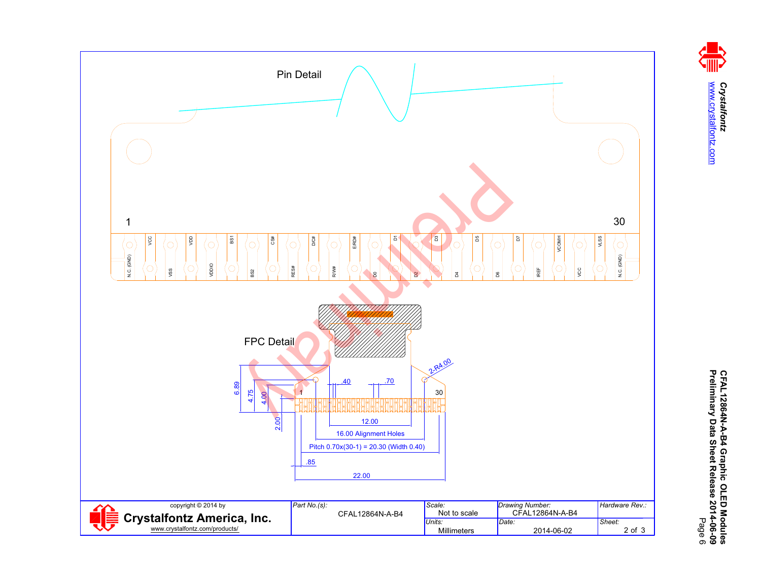## Pin Detail

1 … 30

| Pin | Signal |
|---|---|
| 1 | N.C. (GND) |
| 2 | VCC |
| 3 | VSS |
| 4 | VDD |
| 5 | VDDIO |
| 6 | BS1 |
| 7 | BS2 |
| 8 | CS# |
| 9 | RES# |
| 10 | D/C# |
| 11 | R/W# |
| 12 | E/RD# |
| 13 | D0 |
| 14 | D1 |
| 15 | D2 |
| 16 | D3 |
| 17 | D4 |
| 18 | D5 |
| 19 | D6 |
| 20 | D7 |
| 21 | IREF |
| 22 | VCOMH |
| 23 | VCC |
| 24 | VLSS |
| 25 | N.C. (GND) |

## FPC Detail

2-R4.00

6.89, 4.75, 4.00, 2.00

.40, .70

1, 30

12.00

16.00 Alignment Holes

Pitch 0.70x(30-1) = 20.30 (Width 0.40)

.85

22.00

Preliminary

| copyright © 2014 by Crystalfontz America, Inc. www.crystalfontz.com/products/ | Part No.(s): CFAL12864N-A-B4 | Scale: Not to scale | Drawing Number: CFAL12864N-A-B4 | Hardware Rev.: |
|---|---|---|---|---|
| | | Units: Millimeters | Date: 2014-06-02 | Sheet: 2 of 3 |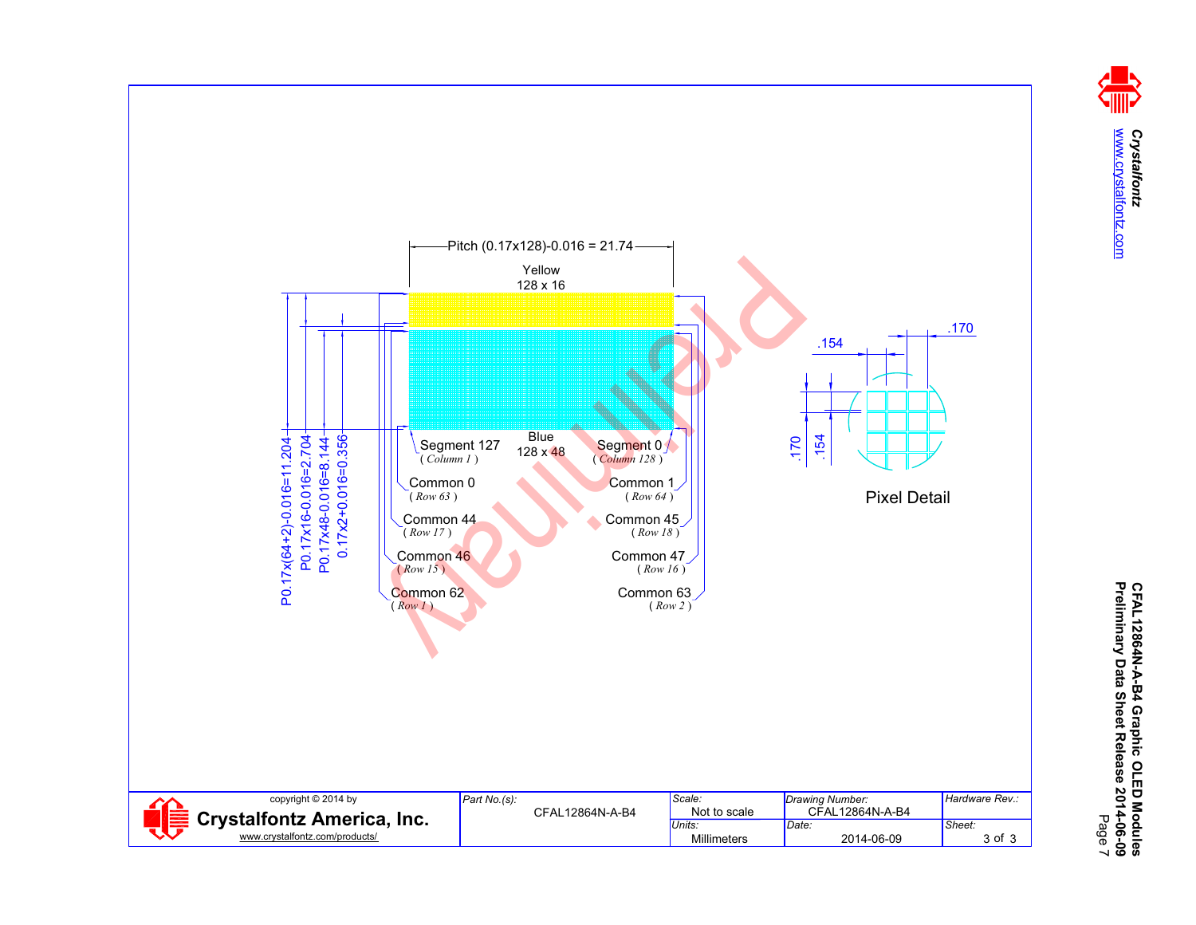Pitch (0.17x128)-0.016 = 21.74

Yellow
128 x 16

Blue
128 x 48

P0.17x(64+2)-0.016=11.204

P0.17x16-0.016=2.704

P0.17x48-0.016=8.144

0.17x2+0.016=0.356

Segment 127
*( Column 1 )*

Segment 0
*( Column 128 )*

Common 0
*( Row 63 )*

Common 1
*( Row 64 )*

Common 44
*( Row 17 )*

Common 45
*( Row 18 )*

Common 46
*( Row 15 )*

Common 47
*( Row 16 )*

Common 62
*( Row 1 )*

Common 63
*( Row 2 )*

.154

.170

.170

.154

Pixel Detail

Preliminary

| copyright © 2014 by Crystalfontz America, Inc. www.crystalfontz.com/products/ | Part No.(s): CFAL12864N-A-B4 | Scale: Not to scale | Drawing Number: CFAL12864N-A-B4 | Hardware Rev.: |
|---|---|---|---|---|
| | | Units: Millimeters | Date: 2014-06-09 | Sheet: 3 of 3 |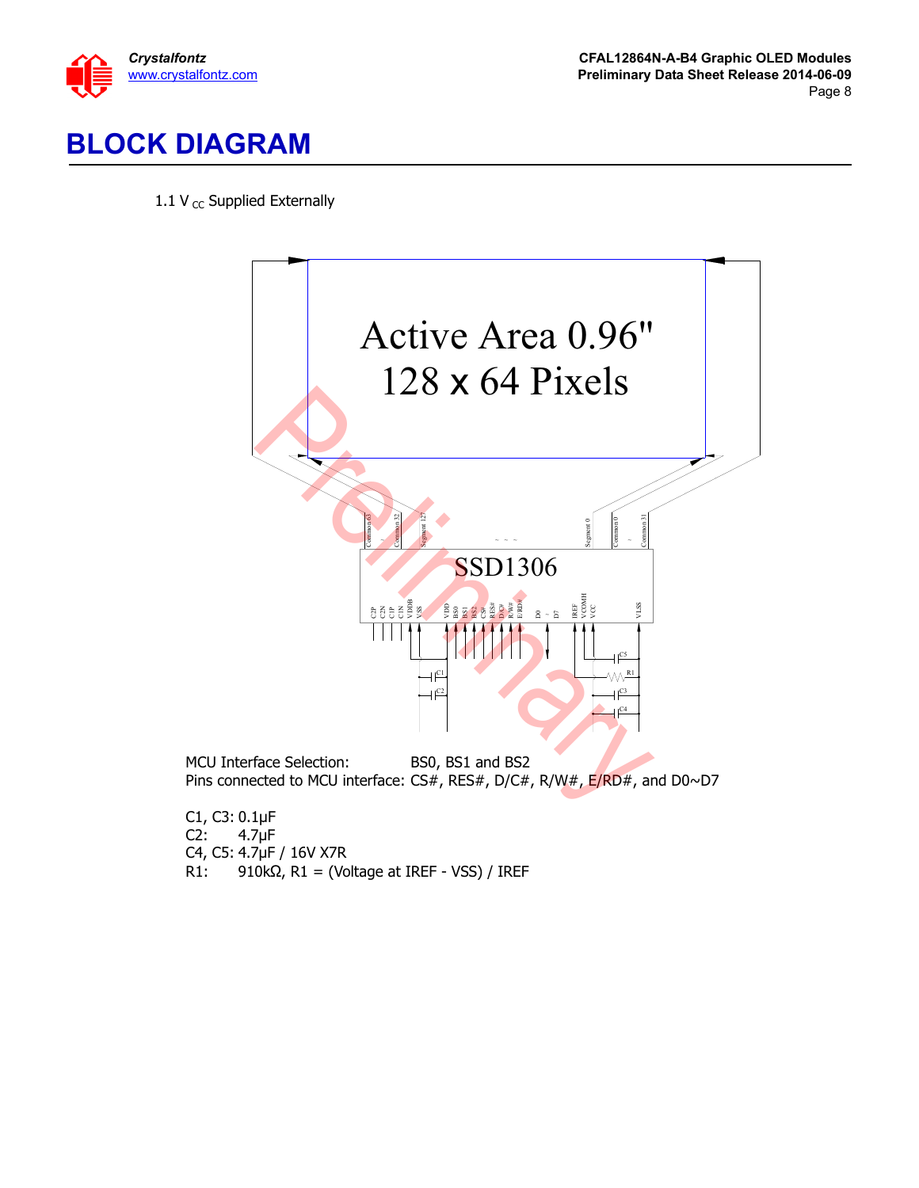# BLOCK DIAGRAM

1.1 $V_{CC}$ Supplied Externally

MCU Interface Selection: BS0, BS1 and BS2
Pins connected to MCU interface: CS#, RES#, D/C#, R/W#, E/RD#, and D0~D7

C1, C3: 0.1µF
C2: 4.7µF
C4, C5: 4.7µF / 16V X7R
R1: 910kΩ, R1 = (Voltage at IREF - VSS) / IREF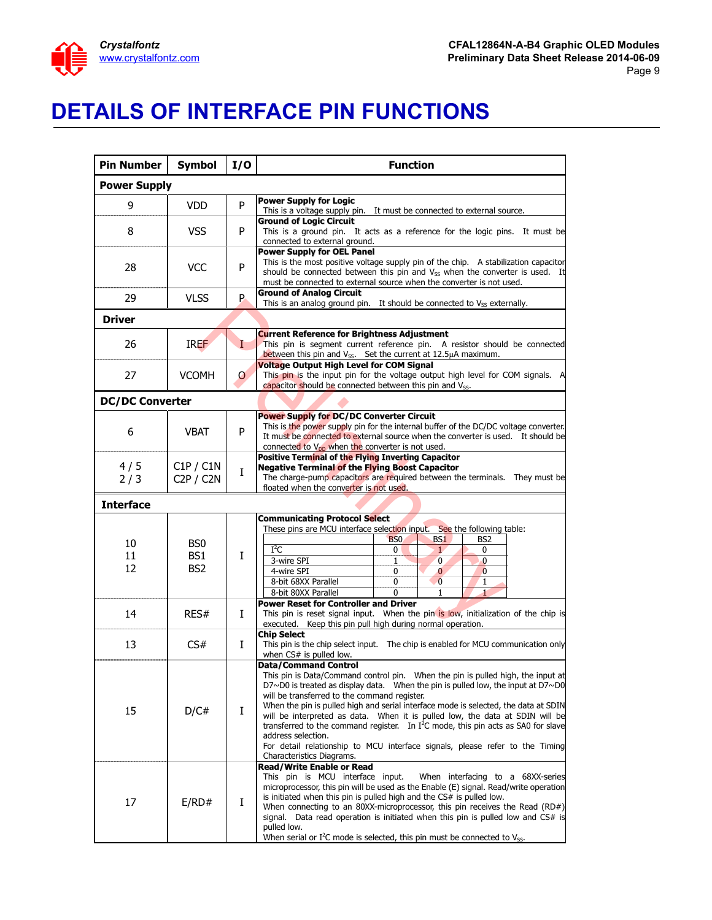# DETAILS OF INTERFACE PIN FUNCTIONS

| Pin Number | Symbol | I/O | Function |
|---|---|---|---|
| **Power Supply** | | | |
| 9 | VDD | P | **Power Supply for Logic**<br>This is a voltage supply pin. It must be connected to external source. |
| 8 | VSS | P | **Ground of Logic Circuit**<br>This is a ground pin. It acts as a reference for the logic pins. It must be connected to external ground. |
| 28 | VCC | P | **Power Supply for OEL Panel**<br>This is the most positive voltage supply pin of the chip. A stabilization capacitor should be connected between this pin and $V_{SS}$ when the converter is used. It must be connected to external source when the converter is not used. |
| 29 | VLSS | P | **Ground of Analog Circuit**<br>This is an analog ground pin. It should be connected to $V_{SS}$ externally. |
| **Driver** | | | |
| 26 | IREF | I | **Current Reference for Brightness Adjustment**<br>This pin is segment current reference pin. A resistor should be connected between this pin and $V_{SS}$. Set the current at 12.5μA maximum. |
| 27 | VCOMH | O | **Voltage Output High Level for COM Signal**<br>This pin is the input pin for the voltage output high level for COM signals. A capacitor should be connected between this pin and $V_{SS}$. |
| **DC/DC Converter** | | | |
| 6 | VBAT | P | **Power Supply for DC/DC Converter Circuit**<br>This is the power supply pin for the internal buffer of the DC/DC voltage converter. It must be connected to external source when the converter is used. It should be connected to $V_{DD}$ when the converter is not used. |
| 4 / 5<br>2 / 3 | C1P / C1N<br>C2P / C2N | I | **Positive Terminal of the Flying Inverting Capacitor**<br>**Negative Terminal of the Flying Boost Capacitor**<br>The charge-pump capacitors are required between the terminals. They must be floated when the converter is not used. |
| **Interface** | | | |
| 10<br>11<br>12 | BS0<br>BS1<br>BS2 | I | **Communicating Protocol Select**<br>These pins are MCU interface selection input. See the following table:<br>(see table below) |
| 14 | RES# | I | **Power Reset for Controller and Driver**<br>This pin is reset signal input. When the pin is low, initialization of the chip is executed. Keep this pin pull high during normal operation. |
| 13 | CS# | I | **Chip Select**<br>This pin is the chip select input. The chip is enabled for MCU communication only when CS# is pulled low. |
| 15 | D/C# | I | **Data/Command Control**<br>This pin is Data/Command control pin. When the pin is pulled high, the input at D7~D0 is treated as display data. When the pin is pulled low, the input at D7~D0 will be transferred to the command register.<br>When the pin is pulled high and serial interface mode is selected, the data at SDIN will be interpreted as data. When it is pulled low, the data at SDIN will be transferred to the command register. In I²C mode, this pin acts as SA0 for slave address selection.<br>For detail relationship to MCU interface signals, please refer to the Timing Characteristics Diagrams. |
| 17 | E/RD# | I | **Read/Write Enable or Read**<br>This pin is MCU interface input. When interfacing to a 68XX-series microprocessor, this pin will be used as the Enable (E) signal. Read/write operation is initiated when this pin is pulled high and the CS# is pulled low.<br>When connecting to an 80XX-microprocessor, this pin receives the Read (RD#) signal. Data read operation is initiated when this pin is pulled low and CS# is pulled low.<br>When serial or I²C mode is selected, this pin must be connected to $V_{SS}$. |

Communicating Protocol Select (BS0–BS2):

| | BS0 | BS1 | BS2 |
|---|---|---|---|
| I²C | 0 | 1 | 0 |
| 3-wire SPI | 1 | 0 | 0 |
| 4-wire SPI | 0 | 0 | 0 |
| 8-bit 68XX Parallel | 0 | 0 | 1 |
| 8-bit 80XX Parallel | 0 | 1 | 1 |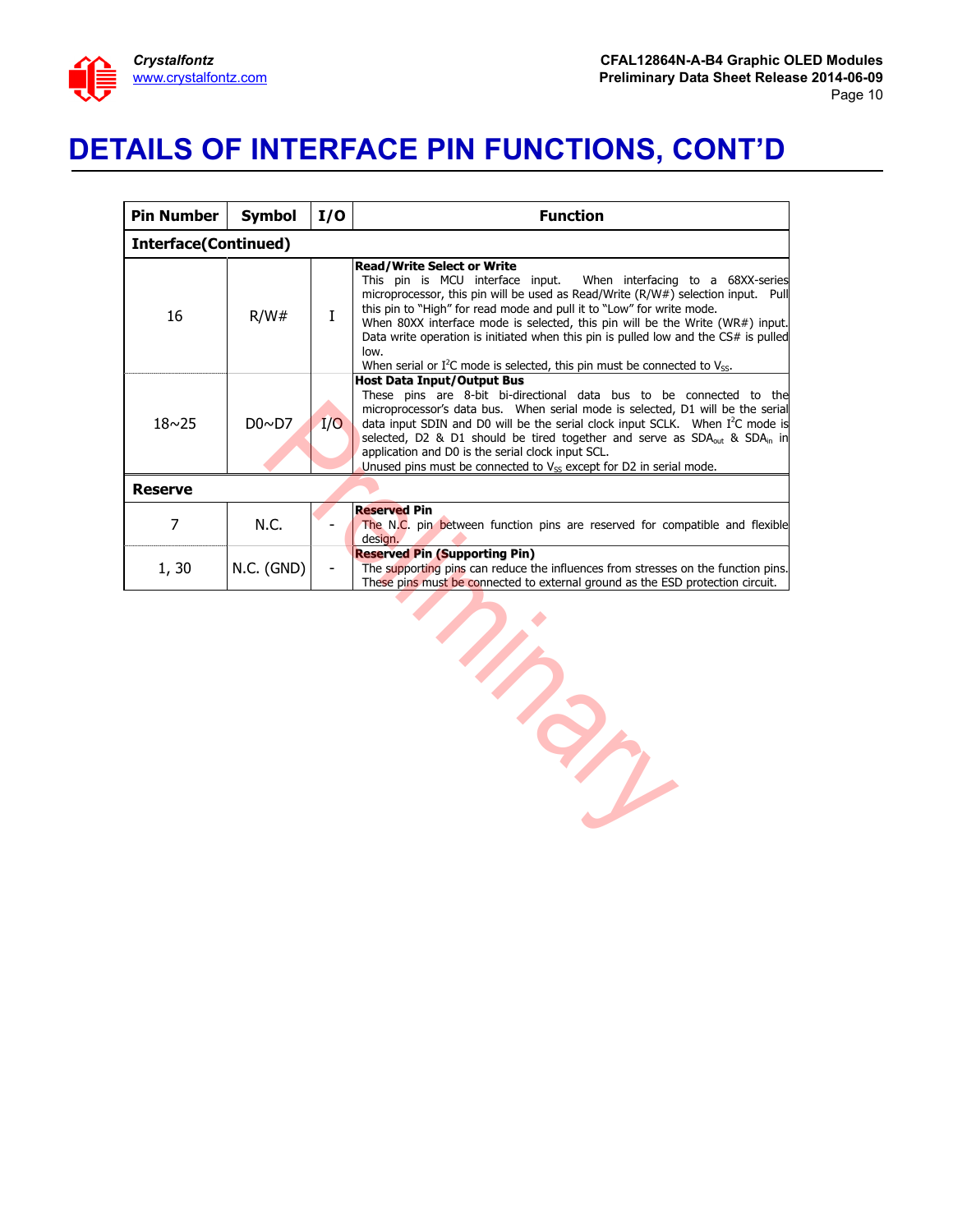# DETAILS OF INTERFACE PIN FUNCTIONS, CONT'D

| Pin Number | Symbol | I/O | Function |
|---|---|---|---|
| **Interface(Continued)** | | | |
| 16 | R/W# | I | **Read/Write Select or Write** This pin is MCU interface input. When interfacing to a 68XX-series microprocessor, this pin will be used as Read/Write (R/W#) selection input. Pull this pin to "High" for read mode and pull it to "Low" for write mode. When 80XX interface mode is selected, this pin will be the Write (WR#) input. Data write operation is initiated when this pin is pulled low and the CS# is pulled low. When serial or I$^2$C mode is selected, this pin must be connected to $V_{SS}$. |
| 18~25 | D0~D7 | I/O | **Host Data Input/Output Bus** These pins are 8-bit bi-directional data bus to be connected to the microprocessor's data bus. When serial mode is selected, D1 will be the serial data input SDIN and D0 will be the serial clock input SCLK. When I$^2$C mode is selected, D2 & D1 should be tired together and serve as $SDA_{out}$ & $SDA_{in}$ in application and D0 is the serial clock input SCL. Unused pins must be connected to $V_{SS}$ except for D2 in serial mode. |
| **Reserve** | | | |
| 7 | N.C. | - | **Reserved Pin** The N.C. pin between function pins are reserved for compatible and flexible design. |
| 1, 30 | N.C. (GND) | - | **Reserved Pin (Supporting Pin)** The supporting pins can reduce the influences from stresses on the function pins. These pins must be connected to external ground as the ESD protection circuit. |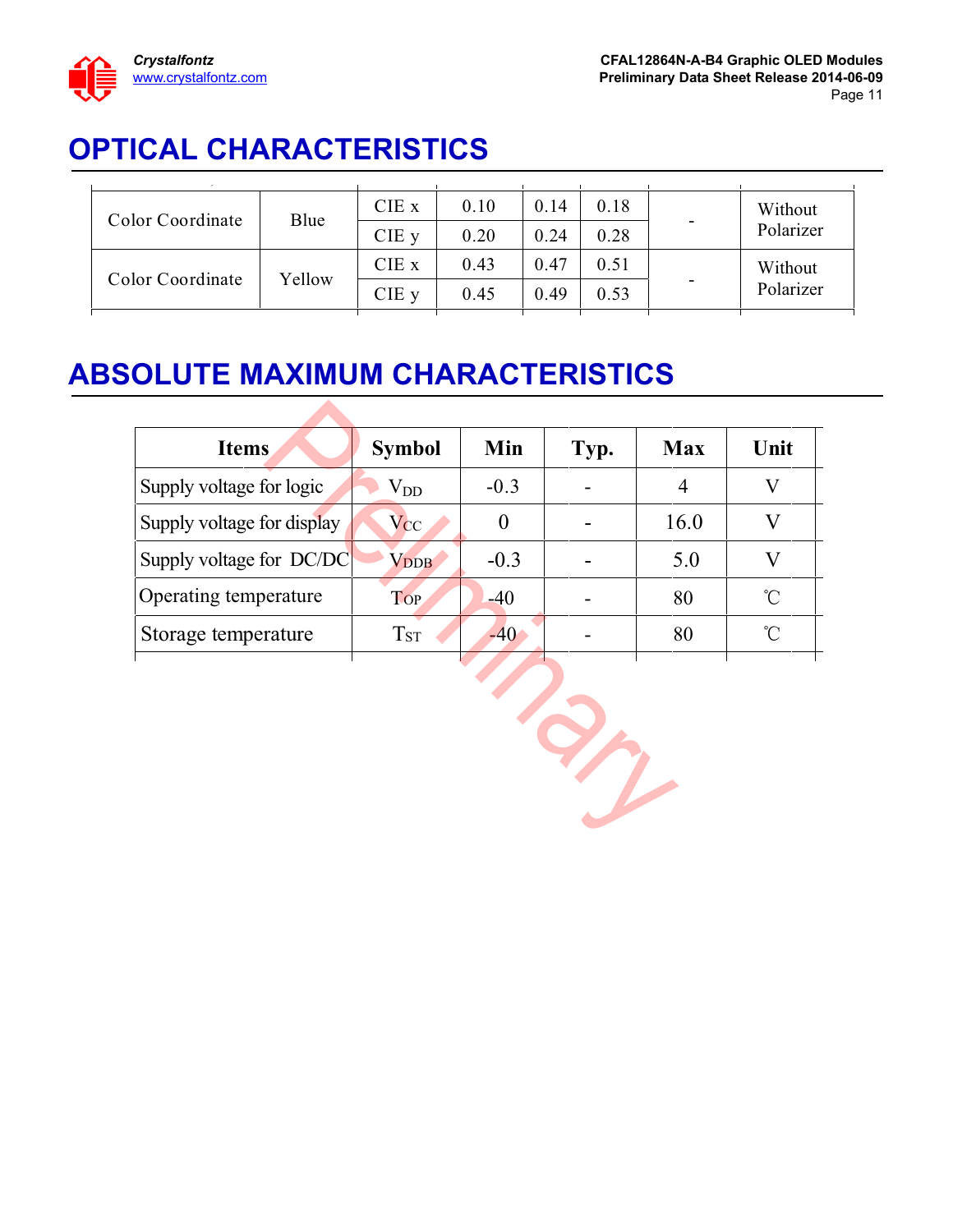# OPTICAL CHARACTERISTICS

| | | | | | | | |
|---|---|---|---|---|---|---|---|
| Color Coordinate | Blue | CIE x | 0.10 | 0.14 | 0.18 | - | Without Polarizer |
| | | CIE y | 0.20 | 0.24 | 0.28 | | |
| Color Coordinate | Yellow | CIE x | 0.43 | 0.47 | 0.51 | - | Without Polarizer |
| | | CIE y | 0.45 | 0.49 | 0.53 | | |

# ABSOLUTE MAXIMUM CHARACTERISTICS

| Items | Symbol | Min | Typ. | Max | Unit |
|---|---|---|---|---|---|
| Supply voltage for logic | $V_{DD}$ | -0.3 | - | 4 | V |
| Supply voltage for display | $V_{CC}$ | 0 | - | 16.0 | V |
| Supply voltage for DC/DC | $V_{DDB}$ | -0.3 | - | 5.0 | V |
| Operating temperature | $T_{OP}$ | -40 | - | 80 | ℃ |
| Storage temperature | $T_{ST}$ | -40 | - | 80 | ℃ |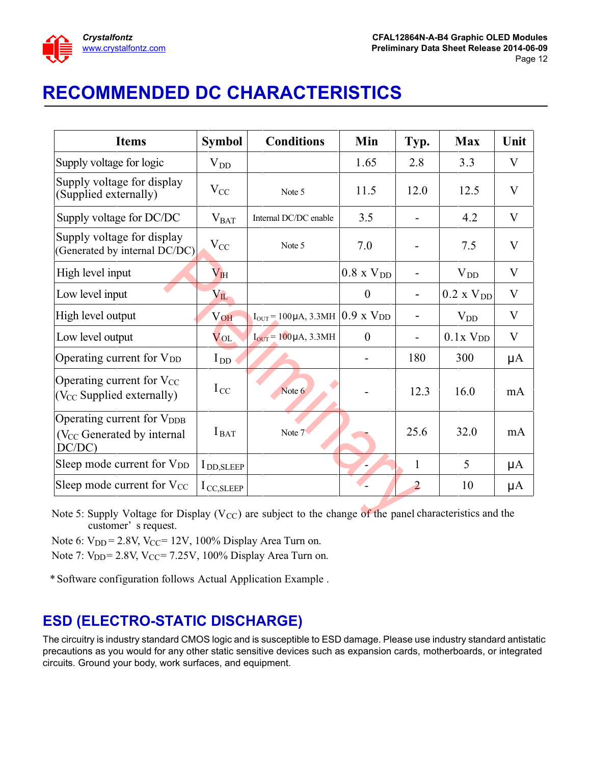# RECOMMENDED DC CHARACTERISTICS

| Items | Symbol | Conditions | Min | Typ. | Max | Unit |
|---|---|---|---|---|---|---|
| Supply voltage for logic | $V_{DD}$ | | 1.65 | 2.8 | 3.3 | V |
| Supply voltage for display (Supplied externally) | $V_{CC}$ | Note 5 | 11.5 | 12.0 | 12.5 | V |
| Supply voltage for DC/DC | $V_{BAT}$ | Internal DC/DC enable | 3.5 | - | 4.2 | V |
| Supply voltage for display (Generated by internal DC/DC) | $V_{CC}$ | Note 5 | 7.0 | - | 7.5 | V |
| High level input | $V_{IH}$ | | 0.8 x $V_{DD}$ | - | $V_{DD}$ | V |
| Low level input | $V_{IL}$ | | 0 | - | 0.2 x $V_{DD}$ | V |
| High level output | $V_{OH}$ | $I_{OUT}$ = 100μA, 3.3MH | 0.9 x $V_{DD}$ | - | $V_{DD}$ | V |
| Low level output | $V_{OL}$ | $I_{OUT}$ = 100μA, 3.3MH | 0 | - | 0.1x $V_{DD}$ | V |
| Operating current for $V_{DD}$ | $I_{DD}$ | | - | 180 | 300 | μA |
| Operating current for $V_{CC}$ ($V_{CC}$ Supplied externally) | $I_{CC}$ | Note 6 | - | 12.3 | 16.0 | mA |
| Operating current for $V_{DDB}$ ($V_{CC}$ Generated by internal DC/DC) | $I_{BAT}$ | Note 7 | - | 25.6 | 32.0 | mA |
| Sleep mode current for $V_{DD}$ | $I_{DD,SLEEP}$ | | - | 1 | 5 | μA |
| Sleep mode current for $V_{CC}$ | $I_{CC,SLEEP}$ | | - | 2 | 10 | μA |

Note 5: Supply Voltage for Display ($V_{CC}$) are subject to the change of the panel characteristics and the customer's request.

Note 6: $V_{DD}$ = 2.8V, $V_{CC}$ = 12V, 100% Display Area Turn on.

Note 7: $V_{DD}$ = 2.8V, $V_{CC}$ = 7.25V, 100% Display Area Turn on.

* Software configuration follows Actual Application Example .

## ESD (ELECTRO-STATIC DISCHARGE)

The circuitry is industry standard CMOS logic and is susceptible to ESD damage. Please use industry standard antistatic precautions as you would for any other static sensitive devices such as expansion cards, motherboards, or integrated circuits. Ground your body, work surfaces, and equipment.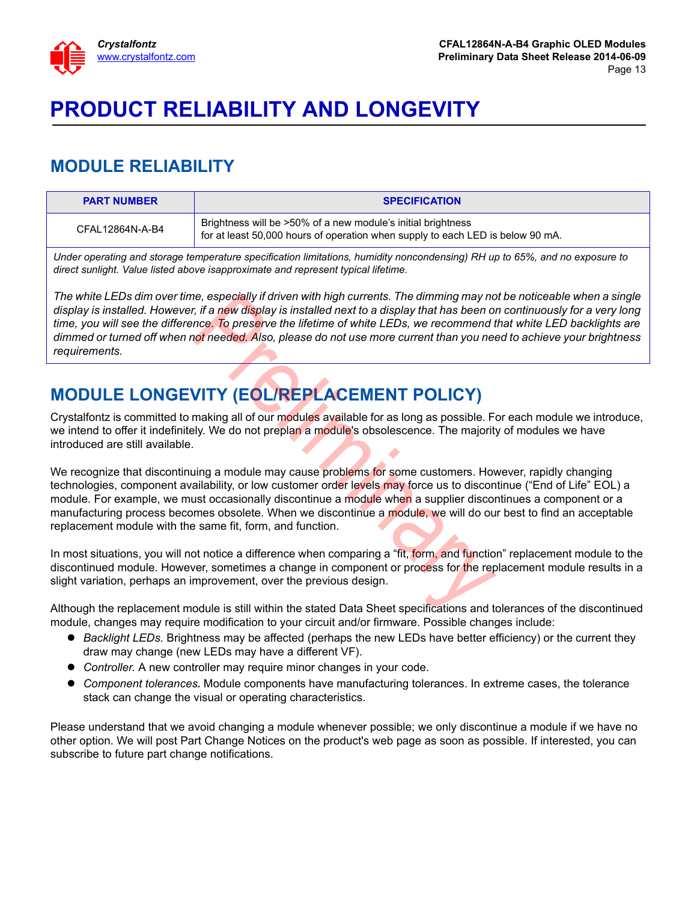# PRODUCT RELIABILITY AND LONGEVITY

## MODULE RELIABILITY

| PART NUMBER | SPECIFICATION |
|---|---|
| CFAL12864N-A-B4 | Brightness will be >50% of a new module's initial brightness for at least 50,000 hours of operation when supply to each LED is below 90 mA. |

*Under operating and storage temperature specification limitations, humidity noncondensing) RH up to 65%, and no exposure to direct sunlight. Value listed above isapproximate and represent typical lifetime.*

*The white LEDs dim over time, especially if driven with high currents. The dimming may not be noticeable when a single display is installed. However, if a new display is installed next to a display that has been on continuously for a very long time, you will see the difference. To preserve the lifetime of white LEDs, we recommend that white LED backlights are dimmed or turned off when not needed. Also, please do not use more current than you need to achieve your brightness requirements.*

## MODULE LONGEVITY (EOL/REPLACEMENT POLICY)

Crystalfontz is committed to making all of our modules available for as long as possible. For each module we introduce, we intend to offer it indefinitely. We do not preplan a module's obsolescence. The majority of modules we have introduced are still available.

We recognize that discontinuing a module may cause problems for some customers. However, rapidly changing technologies, component availability, or low customer order levels may force us to discontinue ("End of Life" EOL) a module. For example, we must occasionally discontinue a module when a supplier discontinues a component or a manufacturing process becomes obsolete. When we discontinue a module, we will do our best to find an acceptable replacement module with the same fit, form, and function.

In most situations, you will not notice a difference when comparing a "fit, form, and function" replacement module to the discontinued module. However, sometimes a change in component or process for the replacement module results in a slight variation, perhaps an improvement, over the previous design.

Although the replacement module is still within the stated Data Sheet specifications and tolerances of the discontinued module, changes may require modification to your circuit and/or firmware. Possible changes include:

- *Backlight LEDs.* Brightness may be affected (perhaps the new LEDs have better efficiency) or the current they draw may change (new LEDs may have a different VF).
- *Controller.* A new controller may require minor changes in your code.
- *Component tolerances.* Module components have manufacturing tolerances. In extreme cases, the tolerance stack can change the visual or operating characteristics.

Please understand that we avoid changing a module whenever possible; we only discontinue a module if we have no other option. We will post Part Change Notices on the product's web page as soon as possible. If interested, you can subscribe to future part change notifications.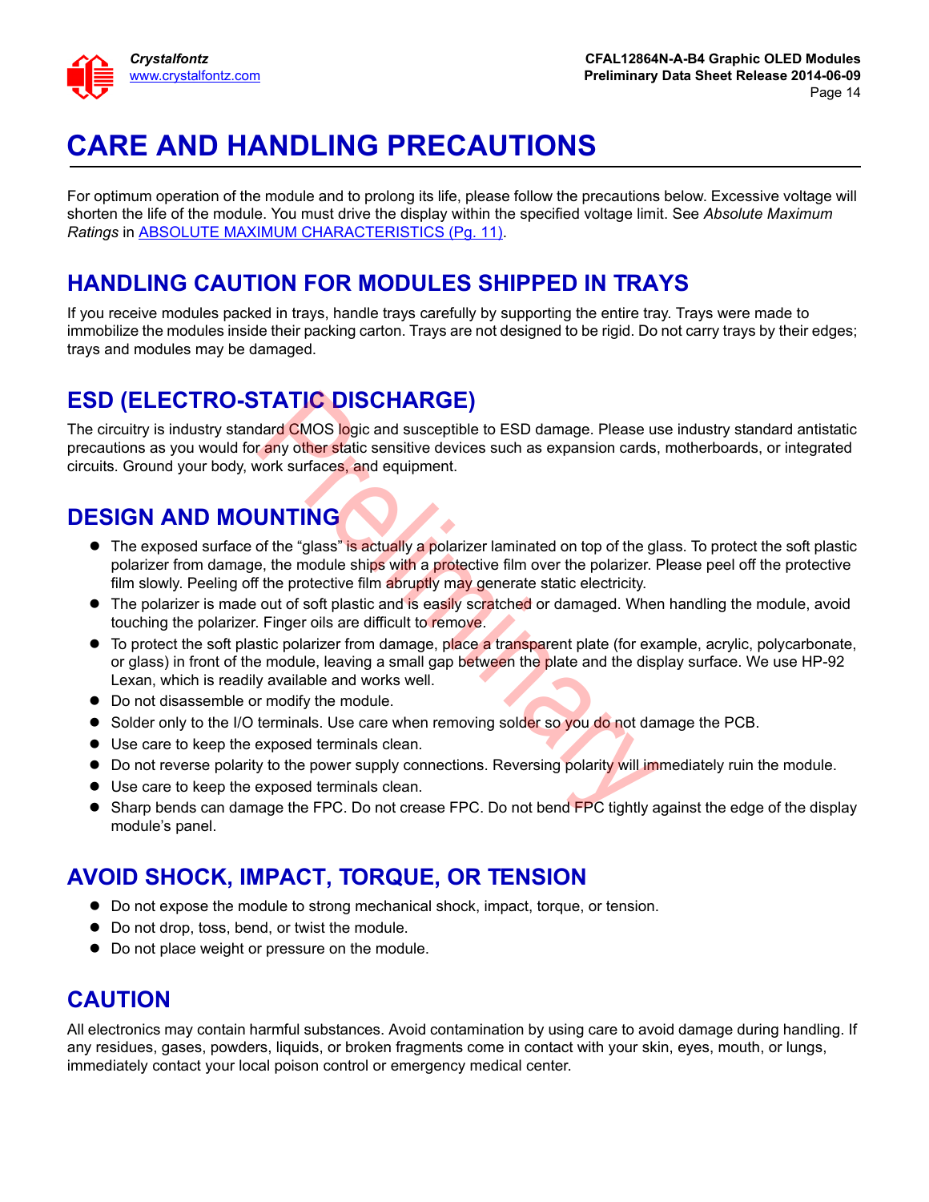# CARE AND HANDLING PRECAUTIONS

For optimum operation of the module and to prolong its life, please follow the precautions below. Excessive voltage will shorten the life of the module. You must drive the display within the specified voltage limit. See *Absolute Maximum Ratings* in ABSOLUTE MAXIMUM CHARACTERISTICS (Pg. 11).

## HANDLING CAUTION FOR MODULES SHIPPED IN TRAYS

If you receive modules packed in trays, handle trays carefully by supporting the entire tray. Trays were made to immobilize the modules inside their packing carton. Trays are not designed to be rigid. Do not carry trays by their edges; trays and modules may be damaged.

## ESD (ELECTRO-STATIC DISCHARGE)

The circuitry is industry standard CMOS logic and susceptible to ESD damage. Please use industry standard antistatic precautions as you would for any other static sensitive devices such as expansion cards, motherboards, or integrated circuits. Ground your body, work surfaces, and equipment.

## DESIGN AND MOUNTING

- The exposed surface of the "glass" is actually a polarizer laminated on top of the glass. To protect the soft plastic polarizer from damage, the module ships with a protective film over the polarizer. Please peel off the protective film slowly. Peeling off the protective film abruptly may generate static electricity.
- The polarizer is made out of soft plastic and is easily scratched or damaged. When handling the module, avoid touching the polarizer. Finger oils are difficult to remove.
- To protect the soft plastic polarizer from damage, place a transparent plate (for example, acrylic, polycarbonate, or glass) in front of the module, leaving a small gap between the plate and the display surface. We use HP-92 Lexan, which is readily available and works well.
- Do not disassemble or modify the module.
- Solder only to the I/O terminals. Use care when removing solder so you do not damage the PCB.
- Use care to keep the exposed terminals clean.
- Do not reverse polarity to the power supply connections. Reversing polarity will immediately ruin the module.
- Use care to keep the exposed terminals clean.
- Sharp bends can damage the FPC. Do not crease FPC. Do not bend FPC tightly against the edge of the display module's panel.

## AVOID SHOCK, IMPACT, TORQUE, OR TENSION

- Do not expose the module to strong mechanical shock, impact, torque, or tension.
- Do not drop, toss, bend, or twist the module.
- Do not place weight or pressure on the module.

## CAUTION

All electronics may contain harmful substances. Avoid contamination by using care to avoid damage during handling. If any residues, gases, powders, liquids, or broken fragments come in contact with your skin, eyes, mouth, or lungs, immediately contact your local poison control or emergency medical center.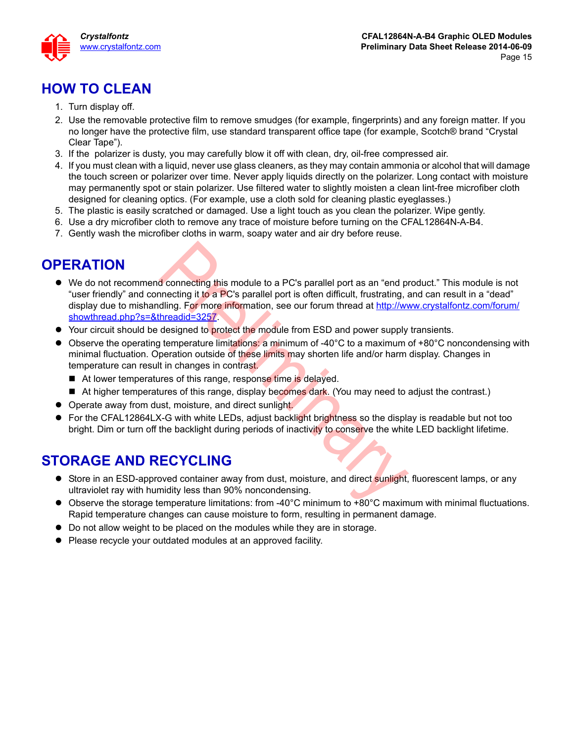## HOW TO CLEAN

1. Turn display off.
2. Use the removable protective film to remove smudges (for example, fingerprints) and any foreign matter. If you no longer have the protective film, use standard transparent office tape (for example, Scotch® brand “Crystal Clear Tape”).
3. If the polarizer is dusty, you may carefully blow it off with clean, dry, oil-free compressed air.
4. If you must clean with a liquid, never use glass cleaners, as they may contain ammonia or alcohol that will damage the touch screen or polarizer over time. Never apply liquids directly on the polarizer. Long contact with moisture may permanently spot or stain polarizer. Use filtered water to slightly moisten a clean lint-free microfiber cloth designed for cleaning optics. (For example, use a cloth sold for cleaning plastic eyeglasses.)
5. The plastic is easily scratched or damaged. Use a light touch as you clean the polarizer. Wipe gently.
6. Use a dry microfiber cloth to remove any trace of moisture before turning on the CFAL12864N-A-B4.
7. Gently wash the microfiber cloths in warm, soapy water and air dry before reuse.

## OPERATION

- We do not recommend connecting this module to a PC's parallel port as an “end product.” This module is not “user friendly” and connecting it to a PC's parallel port is often difficult, frustrating, and can result in a “dead” display due to mishandling. For more information, see our forum thread at [http://www.crystalfontz.com/forum/showthread.php?s=&threadid=3257](http://www.crystalfontz.com/forum/showthread.php?s=&threadid=3257).
- Your circuit should be designed to protect the module from ESD and power supply transients.
- Observe the operating temperature limitations: a minimum of -40°C to a maximum of +80°C noncondensing with minimal fluctuation. Operation outside of these limits may shorten life and/or harm display. Changes in temperature can result in changes in contrast.
  - At lower temperatures of this range, response time is delayed.
  - At higher temperatures of this range, display becomes dark. (You may need to adjust the contrast.)
- Operate away from dust, moisture, and direct sunlight.
- For the CFAL12864LX-G with white LEDs, adjust backlight brightness so the display is readable but not too bright. Dim or turn off the backlight during periods of inactivity to conserve the white LED backlight lifetime.

## STORAGE AND RECYCLING

- Store in an ESD-approved container away from dust, moisture, and direct sunlight, fluorescent lamps, or any ultraviolet ray with humidity less than 90% noncondensing.
- Observe the storage temperature limitations: from -40°C minimum to +80°C maximum with minimal fluctuations. Rapid temperature changes can cause moisture to form, resulting in permanent damage.
- Do not allow weight to be placed on the modules while they are in storage.
- Please recycle your outdated modules at an approved facility.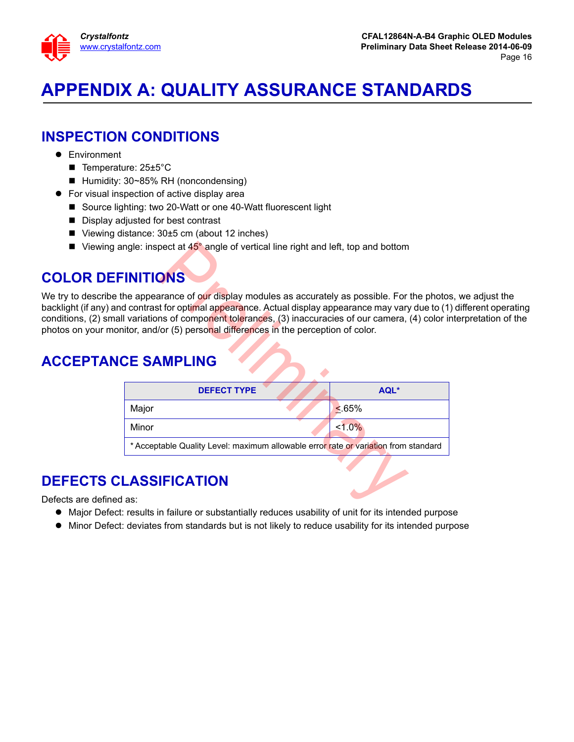# APPENDIX A: QUALITY ASSURANCE STANDARDS

## INSPECTION CONDITIONS

- Environment
  - Temperature: 25±5°C
  - Humidity: 30~85% RH (noncondensing)
- For visual inspection of active display area
  - Source lighting: two 20-Watt or one 40-Watt fluorescent light
  - Display adjusted for best contrast
  - Viewing distance: 30±5 cm (about 12 inches)
  - Viewing angle: inspect at 45° angle of vertical line right and left, top and bottom

## COLOR DEFINITIONS

We try to describe the appearance of our display modules as accurately as possible. For the photos, we adjust the backlight (if any) and contrast for optimal appearance. Actual display appearance may vary due to (1) different operating conditions, (2) small variations of component tolerances, (3) inaccuracies of our camera, (4) color interpretation of the photos on your monitor, and/or (5) personal differences in the perception of color.

## ACCEPTANCE SAMPLING

| DEFECT TYPE | AQL* |
|---|---|
| Major | ≤.65% |
| Minor | <1.0% |
| * Acceptable Quality Level: maximum allowable error rate or variation from standard | |

## DEFECTS CLASSIFICATION

Defects are defined as:

- Major Defect: results in failure or substantially reduces usability of unit for its intended purpose
- Minor Defect: deviates from standards but is not likely to reduce usability for its intended purpose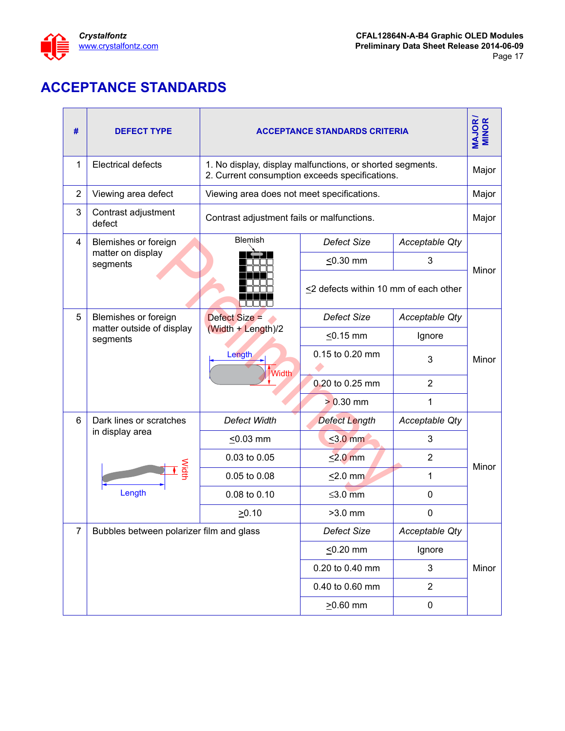# ACCEPTANCE STANDARDS

| # | DEFECT TYPE | ACCEPTANCE STANDARDS CRITERIA | | | MAJOR / MINOR |
|---|---|---|---|---|---|
| 1 | Electrical defects | 1. No display, display malfunctions, or shorted segments.<br>2. Current consumption exceeds specifications. | | | Major |
| 2 | Viewing area defect | Viewing area does not meet specifications. | | | Major |
| 3 | Contrast adjustment defect | Contrast adjustment fails or malfunctions. | | | Major |
| 4 | Blemishes or foreign matter on display segments | Blemish | *Defect Size* | *Acceptable Qty* | Minor |
| | | | ≤0.30 mm | 3 | |
| | | | ≤2 defects within 10 mm of each other | | |
| 5 | Blemishes or foreign matter outside of display segments | Defect Size = (Width + Length)/2<br>Length<br>Width | *Defect Size* | *Acceptable Qty* | Minor |
| | | | ≤0.15 mm | Ignore | |
| | | | 0.15 to 0.20 mm | 3 | |
| | | | 0.20 to 0.25 mm | 2 | |
| | | | > 0.30 mm | 1 | |
| 6 | Dark lines or scratches in display area<br>Width<br>Length | *Defect Width* | *Defect Length* | *Acceptable Qty* | Minor |
| | | ≤0.03 mm | ≤3.0 mm | 3 | |
| | | 0.03 to 0.05 | ≤2.0 mm | 2 | |
| | | 0.05 to 0.08 | ≤2.0 mm | 1 | |
| | | 0.08 to 0.10 | ≤3.0 mm | 0 | |
| | | ≥0.10 | >3.0 mm | 0 | |
| 7 | Bubbles between polarizer film and glass | | *Defect Size* | *Acceptable Qty* | Minor |
| | | | ≤0.20 mm | Ignore | |
| | | | 0.20 to 0.40 mm | 3 | |
| | | | 0.40 to 0.60 mm | 2 | |
| | | | ≥0.60 mm | 0 | |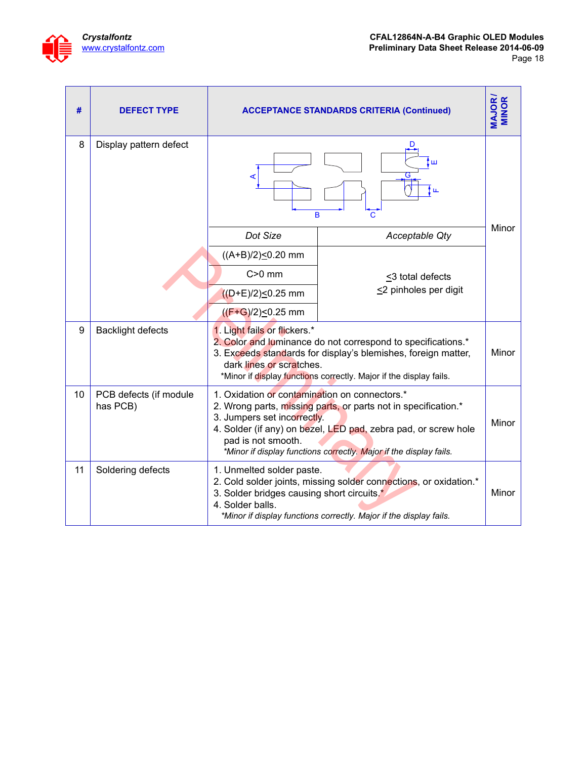| # | DEFECT TYPE | ACCEPTANCE STANDARDS CRITERIA (Continued) | | MAJOR / MINOR |
|---|---|---|---|---|
| 8 | Display pattern defect | A B C D E G F | | Minor |
| | | *Dot Size* | *Acceptable Qty* | |
| | | ((A+B)/2)≤0.20 mm | ≤3 total defects<br>≤2 pinholes per digit | |
| | | C>0 mm | | |
| | | ((D+E)/2)≤0.25 mm | | |
| | | ((F+G)/2)≤0.25 mm | | |
| 9 | Backlight defects | 1. Light fails or flickers.*<br>2. Color and luminance do not correspond to specifications.*<br>3. Exceeds standards for display's blemishes, foreign matter, dark lines or scratches.<br>*Minor if display functions correctly. Major if the display fails. | | Minor |
| 10 | PCB defects (if module has PCB) | 1. Oxidation or contamination on connectors.*<br>2. Wrong parts, missing parts, or parts not in specification.*<br>3. Jumpers set incorrectly.<br>4. Solder (if any) on bezel, LED pad, zebra pad, or screw hole pad is not smooth.<br>*\*Minor if display functions correctly. Major if the display fails.* | | Minor |
| 11 | Soldering defects | 1. Unmelted solder paste.<br>2. Cold solder joints, missing solder connections, or oxidation.*<br>3. Solder bridges causing short circuits.*<br>4. Solder balls.<br>*\*Minor if display functions correctly. Major if the display fails.* | | Minor |